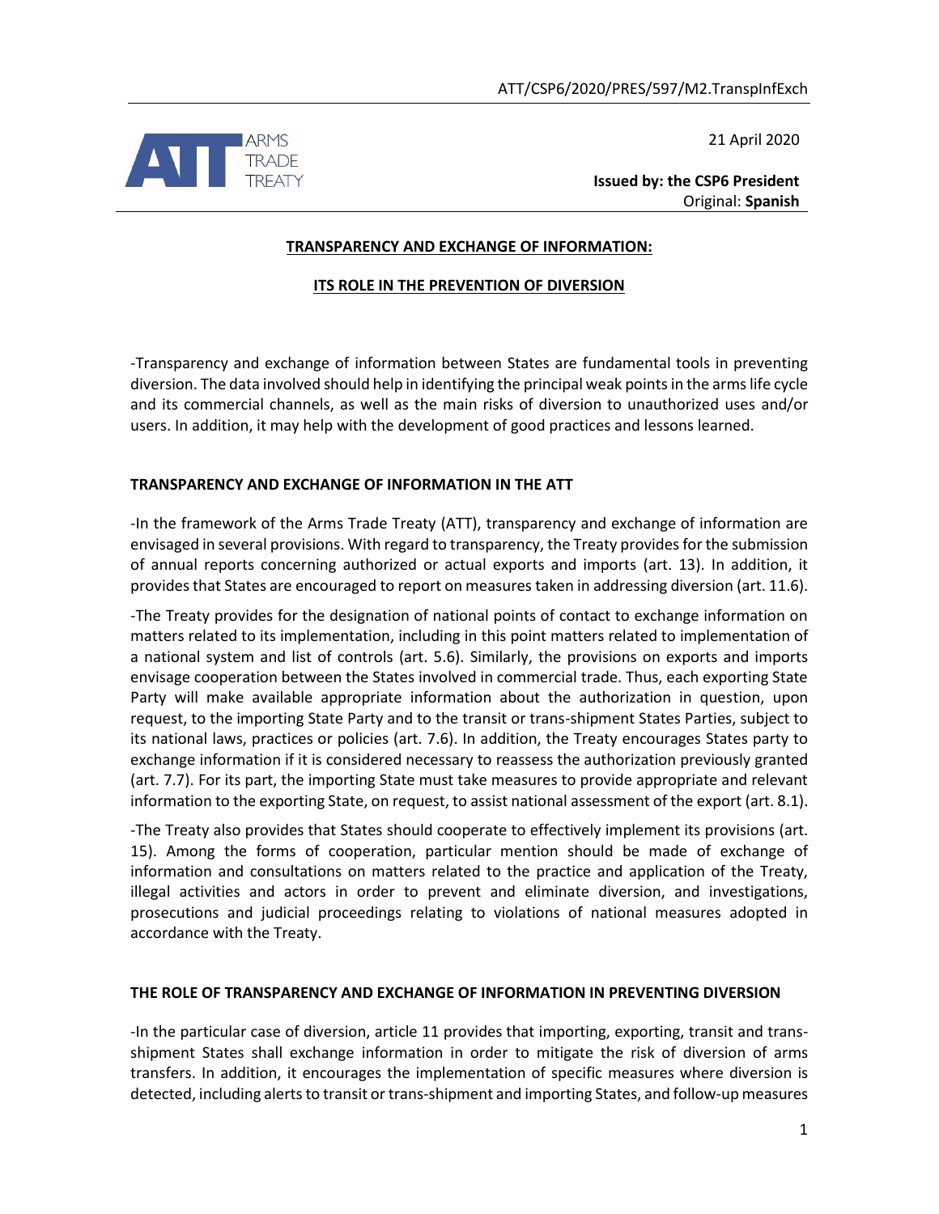ATT/CSP6/2020/PRES/597/M2.TranspInfExch

21 April 2020

**Issued by: the CSP6 President**
Original: **Spanish**

## TRANSPARENCY AND EXCHANGE OF INFORMATION:

## ITS ROLE IN THE PREVENTION OF DIVERSION

-Transparency and exchange of information between States are fundamental tools in preventing diversion. The data involved should help in identifying the principal weak points in the arms life cycle and its commercial channels, as well as the main risks of diversion to unauthorized uses and/or users. In addition, it may help with the development of good practices and lessons learned.

### TRANSPARENCY AND EXCHANGE OF INFORMATION IN THE ATT

-In the framework of the Arms Trade Treaty (ATT), transparency and exchange of information are envisaged in several provisions. With regard to transparency, the Treaty provides for the submission of annual reports concerning authorized or actual exports and imports (art. 13). In addition, it provides that States are encouraged to report on measures taken in addressing diversion (art. 11.6).

-The Treaty provides for the designation of national points of contact to exchange information on matters related to its implementation, including in this point matters related to implementation of a national system and list of controls (art. 5.6). Similarly, the provisions on exports and imports envisage cooperation between the States involved in commercial trade. Thus, each exporting State Party will make available appropriate information about the authorization in question, upon request, to the importing State Party and to the transit or trans-shipment States Parties, subject to its national laws, practices or policies (art. 7.6). In addition, the Treaty encourages States party to exchange information if it is considered necessary to reassess the authorization previously granted (art. 7.7). For its part, the importing State must take measures to provide appropriate and relevant information to the exporting State, on request, to assist national assessment of the export (art. 8.1).

-The Treaty also provides that States should cooperate to effectively implement its provisions (art. 15). Among the forms of cooperation, particular mention should be made of exchange of information and consultations on matters related to the practice and application of the Treaty, illegal activities and actors in order to prevent and eliminate diversion, and investigations, prosecutions and judicial proceedings relating to violations of national measures adopted in accordance with the Treaty.

### THE ROLE OF TRANSPARENCY AND EXCHANGE OF INFORMATION IN PREVENTING DIVERSION

-In the particular case of diversion, article 11 provides that importing, exporting, transit and trans-shipment States shall exchange information in order to mitigate the risk of diversion of arms transfers. In addition, it encourages the implementation of specific measures where diversion is detected, including alerts to transit or trans-shipment and importing States, and follow-up measures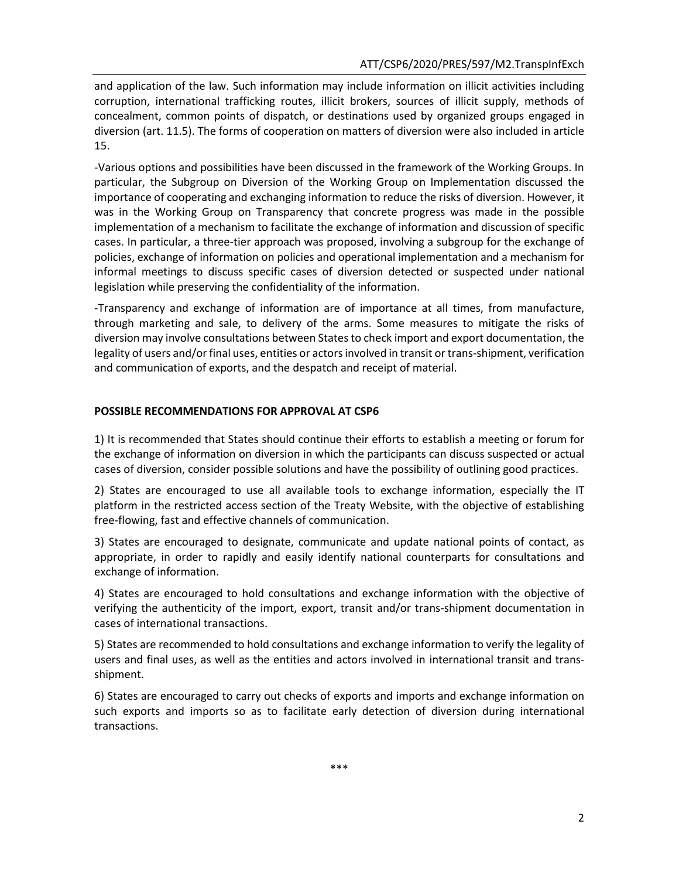and application of the law. Such information may include information on illicit activities including corruption, international trafficking routes, illicit brokers, sources of illicit supply, methods of concealment, common points of dispatch, or destinations used by organized groups engaged in diversion (art. 11.5). The forms of cooperation on matters of diversion were also included in article 15.

-Various options and possibilities have been discussed in the framework of the Working Groups. In particular, the Subgroup on Diversion of the Working Group on Implementation discussed the importance of cooperating and exchanging information to reduce the risks of diversion. However, it was in the Working Group on Transparency that concrete progress was made in the possible implementation of a mechanism to facilitate the exchange of information and discussion of specific cases. In particular, a three-tier approach was proposed, involving a subgroup for the exchange of policies, exchange of information on policies and operational implementation and a mechanism for informal meetings to discuss specific cases of diversion detected or suspected under national legislation while preserving the confidentiality of the information.

-Transparency and exchange of information are of importance at all times, from manufacture, through marketing and sale, to delivery of the arms. Some measures to mitigate the risks of diversion may involve consultations between States to check import and export documentation, the legality of users and/or final uses, entities or actors involved in transit or trans-shipment, verification and communication of exports, and the despatch and receipt of material.

**POSSIBLE RECOMMENDATIONS FOR APPROVAL AT CSP6**

1) It is recommended that States should continue their efforts to establish a meeting or forum for the exchange of information on diversion in which the participants can discuss suspected or actual cases of diversion, consider possible solutions and have the possibility of outlining good practices.

2) States are encouraged to use all available tools to exchange information, especially the IT platform in the restricted access section of the Treaty Website, with the objective of establishing free-flowing, fast and effective channels of communication.

3) States are encouraged to designate, communicate and update national points of contact, as appropriate, in order to rapidly and easily identify national counterparts for consultations and exchange of information.

4) States are encouraged to hold consultations and exchange information with the objective of verifying the authenticity of the import, export, transit and/or trans-shipment documentation in cases of international transactions.

5) States are recommended to hold consultations and exchange information to verify the legality of users and final uses, as well as the entities and actors involved in international transit and trans-shipment.

6) States are encouraged to carry out checks of exports and imports and exchange information on such exports and imports so as to facilitate early detection of diversion during international transactions.

***